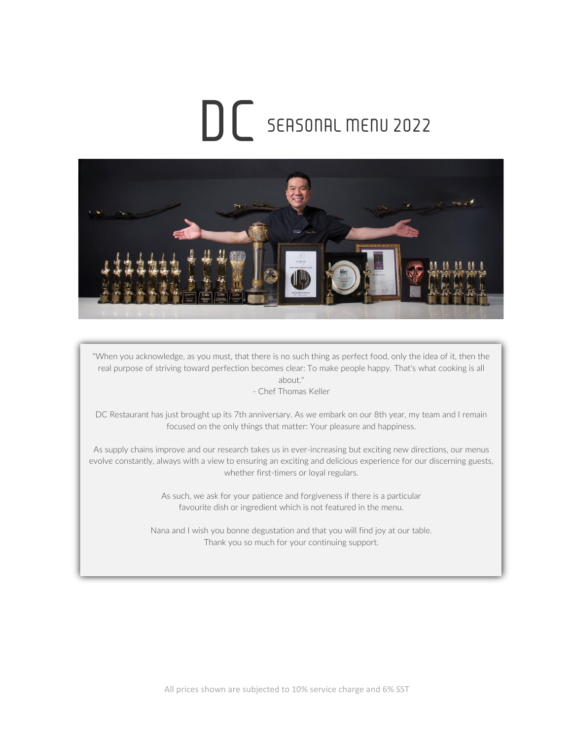# DC SEASONAL MENU 2022

"When you acknowledge, as you must, that there is no such thing as perfect food, only the idea of it, then the real purpose of striving toward perfection becomes clear: To make people happy. That's what cooking is all about."
- Chef Thomas Keller

DC Restaurant has just brought up its 7th anniversary. As we embark on our 8th year, my team and I remain focused on the only things that matter: Your pleasure and happiness.

As supply chains improve and our research takes us in ever-increasing but exciting new directions, our menus evolve constantly, always with a view to ensuring an exciting and delicious experience for our discerning guests, whether first-timers or loyal regulars.

As such, we ask for your patience and forgiveness if there is a particular favourite dish or ingredient which is not featured in the menu.

Nana and I wish you bonne degustation and that you will find joy at our table.
Thank you so much for your continuing support.

All prices shown are subjected to 10% service charge and 6% SST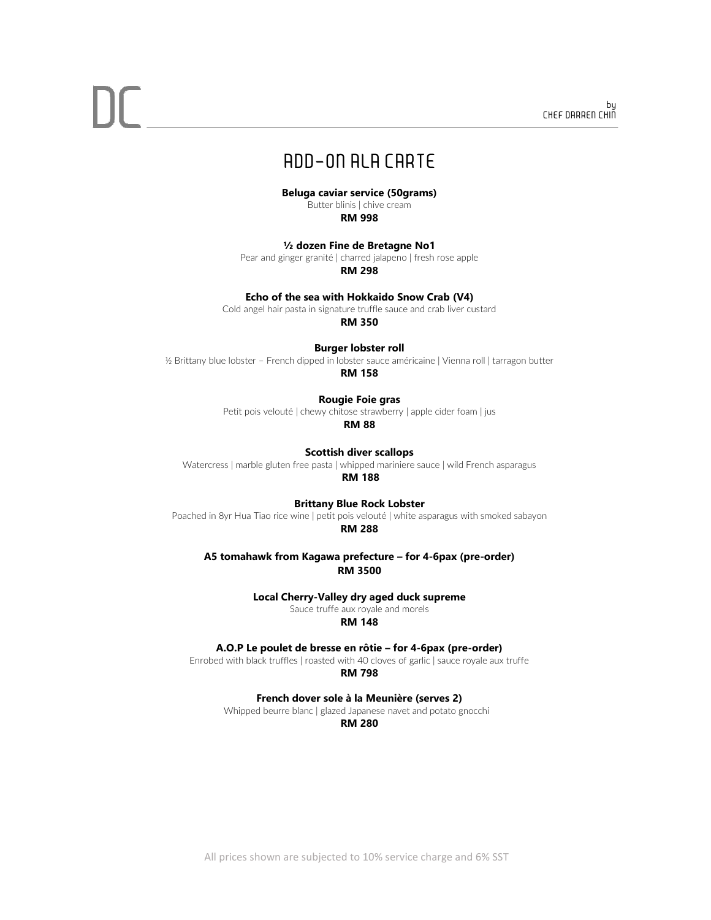# ADD-ON ALA CARTE

**Beluga caviar service (50grams)**
Butter blinis | chive cream
**RM 998**

**½ dozen Fine de Bretagne No1**
Pear and ginger granité | charred jalapeno | fresh rose apple
**RM 298**

**Echo of the sea with Hokkaido Snow Crab (V4)**
Cold angel hair pasta in signature truffle sauce and crab liver custard
**RM 350**

**Burger lobster roll**
½ Brittany blue lobster – French dipped in lobster sauce américaine | Vienna roll | tarragon butter
**RM 158**

**Rougie Foie gras**
Petit pois velouté | chewy chitose strawberry | apple cider foam | jus
**RM 88**

**Scottish diver scallops**
Watercress | marble gluten free pasta | whipped mariniere sauce | wild French asparagus
**RM 188**

**Brittany Blue Rock Lobster**
Poached in 8yr Hua Tiao rice wine | petit pois velouté | white asparagus with smoked sabayon
**RM 288**

**A5 tomahawk from Kagawa prefecture – for 4-6pax (pre-order)**
**RM 3500**

**Local Cherry-Valley dry aged duck supreme**
Sauce truffe aux royale and morels
**RM 148**

**A.O.P Le poulet de bresse en rôtie – for 4-6pax (pre-order)**
Enrobed with black truffles | roasted with 40 cloves of garlic | sauce royale aux truffe
**RM 798**

**French dover sole à la Meunière (serves 2)**
Whipped beurre blanc | glazed Japanese navet and potato gnocchi
**RM 280**

All prices shown are subjected to 10% service charge and 6% SST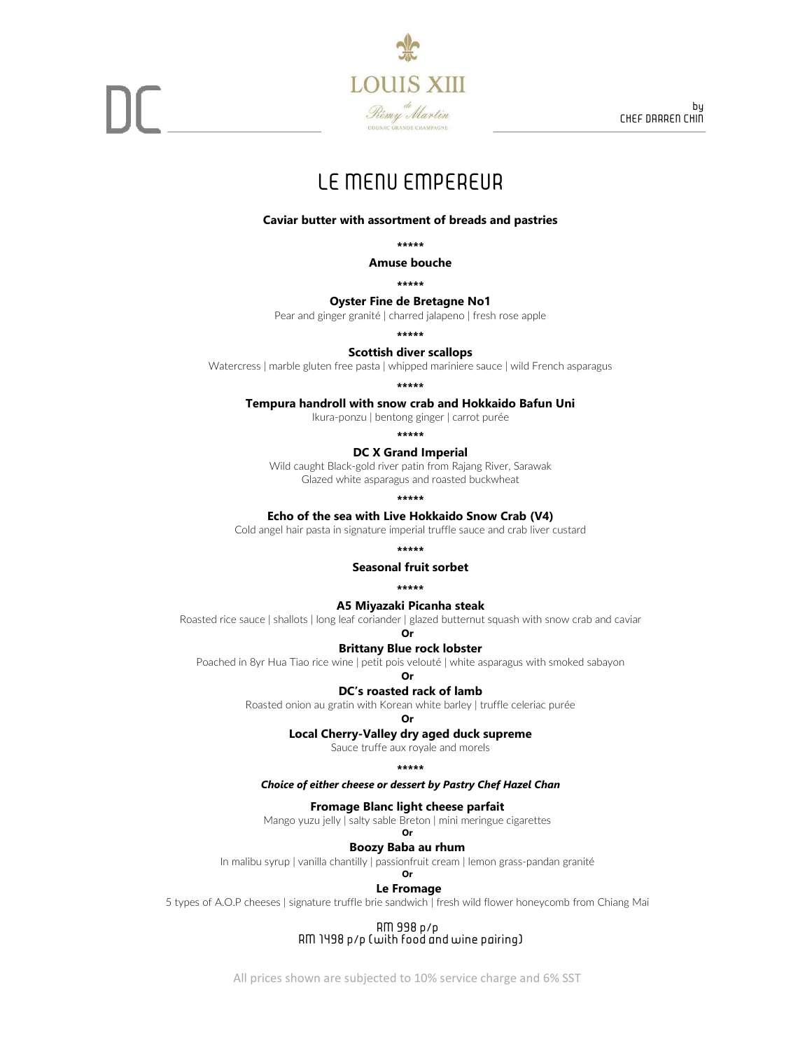DC

LOUIS XIII
de
Rémy Martin
COGNAC GRANDE CHAMPAGNE

by
CHEF DARREN CHIN

# LE MENU EMPEREUR

**Caviar butter with assortment of breads and pastries**

*****

**Amuse bouche**

*****

**Oyster Fine de Bretagne No1**

Pear and ginger granité | charred jalapeno | fresh rose apple

*****

**Scottish diver scallops**

Watercress | marble gluten free pasta | whipped mariniere sauce | wild French asparagus

*****

**Tempura handroll with snow crab and Hokkaido Bafun Uni**

Ikura-ponzu | bentong ginger | carrot purée

*****

**DC X Grand Imperial**

Wild caught Black-gold river patin from Rajang River, Sarawak
Glazed white asparagus and roasted buckwheat

*****

**Echo of the sea with Live Hokkaido Snow Crab (V4)**

Cold angel hair pasta in signature imperial truffle sauce and crab liver custard

*****

**Seasonal fruit sorbet**

*****

**A5 Miyazaki Picanha steak**

Roasted rice sauce | shallots | long leaf coriander | glazed butternut squash with snow crab and caviar

**Or**

**Brittany Blue rock lobster**

Poached in 8yr Hua Tiao rice wine | petit pois velouté | white asparagus with smoked sabayon

**Or**

**DC's roasted rack of lamb**

Roasted onion au gratin with Korean white barley | truffle celeriac purée

**Or**

**Local Cherry-Valley dry aged duck supreme**

Sauce truffe aux royale and morels

*****

***Choice of either cheese or dessert by Pastry Chef Hazel Chan***

**Fromage Blanc light cheese parfait**

Mango yuzu jelly | salty sable Breton | mini meringue cigarettes

**Or**

**Boozy Baba au rhum**

In malibu syrup | vanilla chantilly | passionfruit cream | lemon grass-pandan granité

**Or**

**Le Fromage**

5 types of A.O.P cheeses | signature truffle brie sandwich | fresh wild flower honeycomb from Chiang Mai

RM 998 p/p
RM 1498 p/p (with food and wine pairing)

All prices shown are subjected to 10% service charge and 6% SST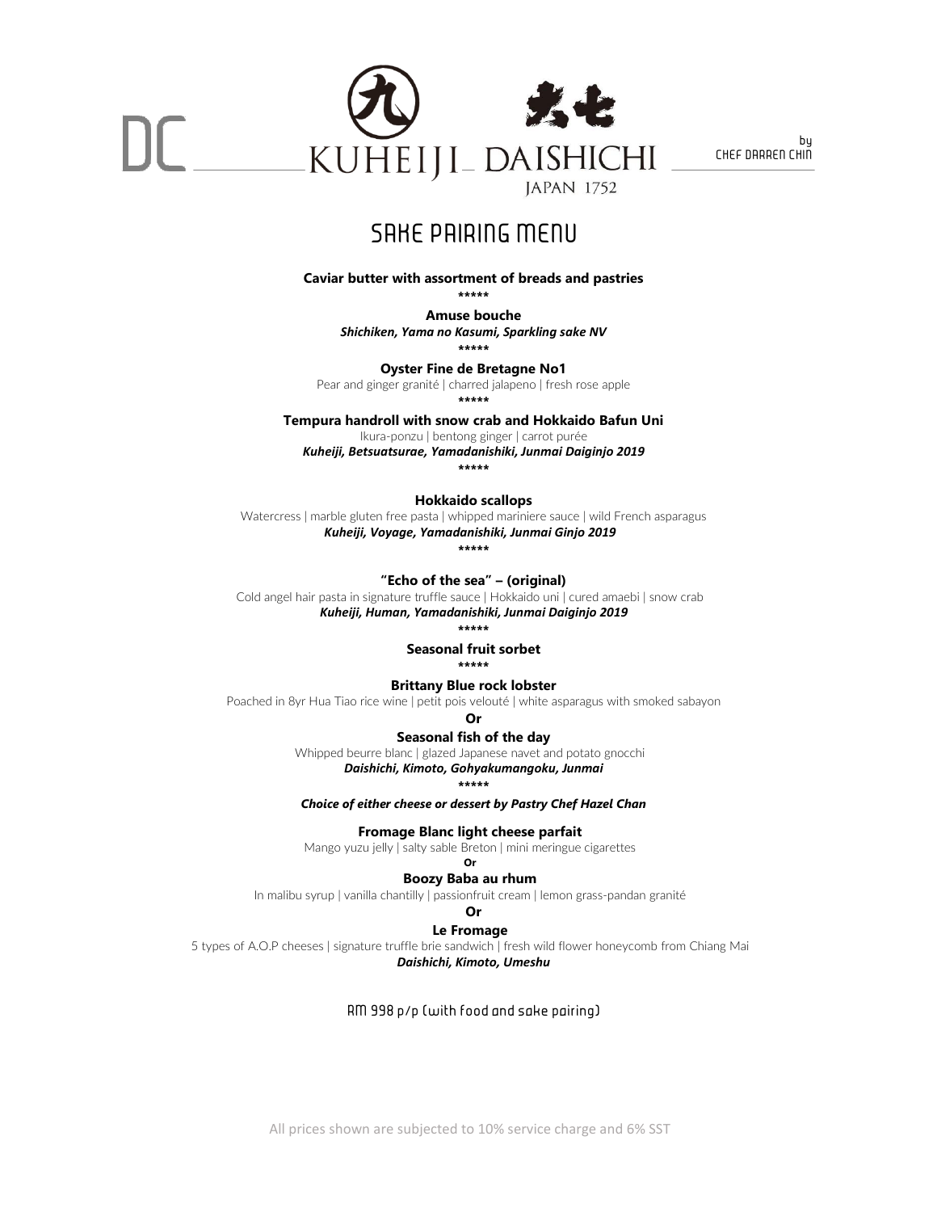DC — 九 KUHEIJI — 大七 DAISHICHI JAPAN 1752 — by CHEF DARREN CHIN

# SAKE PAIRING MENU

**Caviar butter with assortment of breads and pastries**

\*\*\*\*\*

**Amuse bouche**

***Shichiken, Yama no Kasumi, Sparkling sake NV***

\*\*\*\*\*

**Oyster Fine de Bretagne No1**

Pear and ginger granité | charred jalapeno | fresh rose apple

\*\*\*\*\*

**Tempura handroll with snow crab and Hokkaido Bafun Uni**

Ikura-ponzu | bentong ginger | carrot purée

***Kuheiji, Betsuatsurae, Yamadanishiki, Junmai Daiginjo 2019***

\*\*\*\*\*

**Hokkaido scallops**

Watercress | marble gluten free pasta | whipped mariniere sauce | wild French asparagus

***Kuheiji, Voyage, Yamadanishiki, Junmai Ginjo 2019***

\*\*\*\*\*

**"Echo of the sea" – (original)**

Cold angel hair pasta in signature truffle sauce | Hokkaido uni | cured amaebi | snow crab

***Kuheiji, Human, Yamadanishiki, Junmai Daiginjo 2019***

\*\*\*\*\*

**Seasonal fruit sorbet**

\*\*\*\*\*

**Brittany Blue rock lobster**

Poached in 8yr Hua Tiao rice wine | petit pois velouté | white asparagus with smoked sabayon

**Or**

**Seasonal fish of the day**

Whipped beurre blanc | glazed Japanese navet and potato gnocchi

***Daishichi, Kimoto, Gohyakumangoku, Junmai***

\*\*\*\*\*

***Choice of either cheese or dessert by Pastry Chef Hazel Chan***

**Fromage Blanc light cheese parfait**

Mango yuzu jelly | salty sable Breton | mini meringue cigarettes

**Or**

**Boozy Baba au rhum**

In malibu syrup | vanilla chantilly | passionfruit cream | lemon grass-pandan granité

**Or**

**Le Fromage**

5 types of A.O.P cheeses | signature truffle brie sandwich | fresh wild flower honeycomb from Chiang Mai

***Daishichi, Kimoto, Umeshu***

RM 998 p/p (with food and sake pairing)

All prices shown are subjected to 10% service charge and 6% SST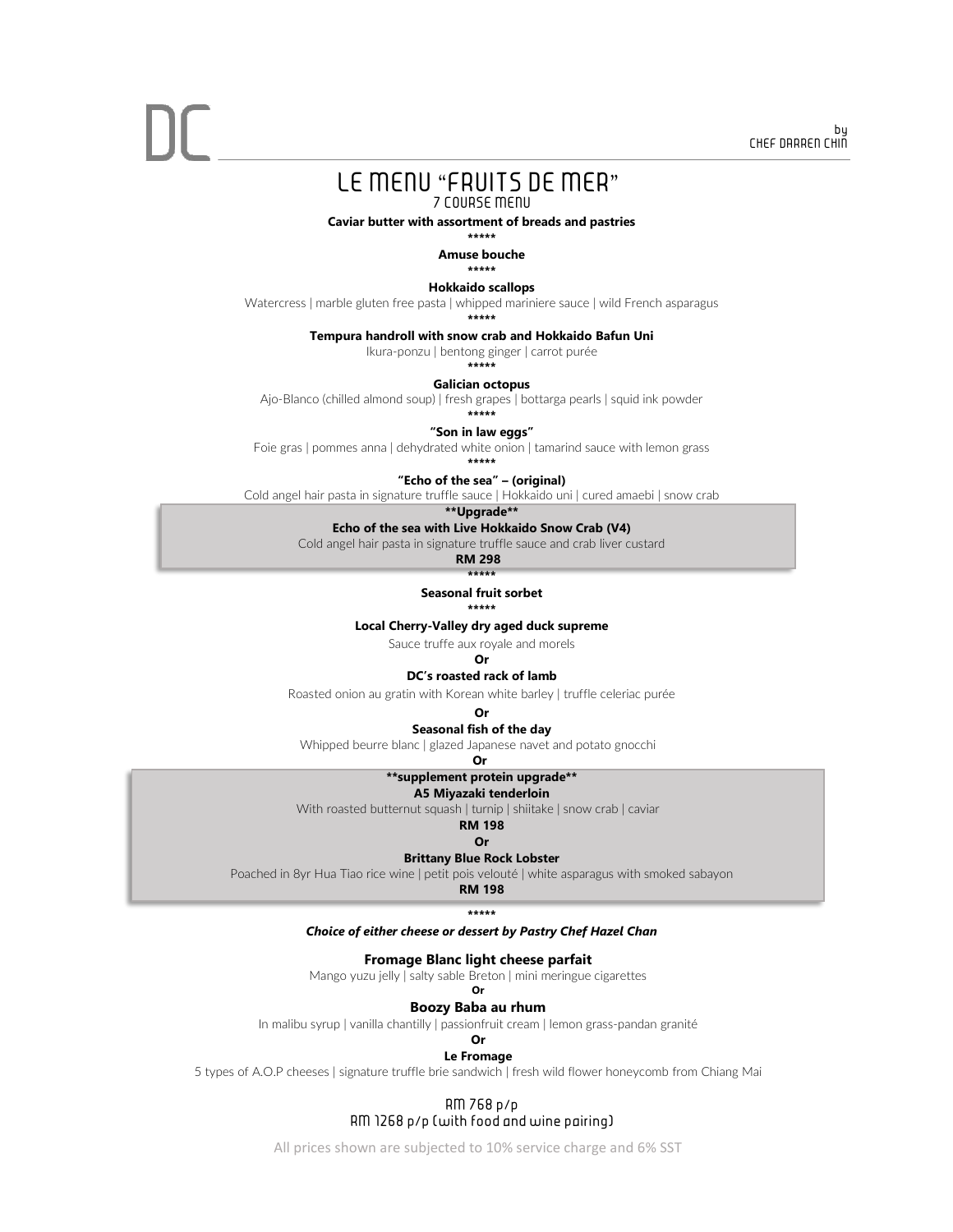DC

by CHEF DARREN CHIN

# LE MENU "FRUITS DE MER"

7 COURSE MENU

**Caviar butter with assortment of breads and pastries**

*****

**Amuse bouche**

*****

**Hokkaido scallops**

Watercress | marble gluten free pasta | whipped mariniere sauce | wild French asparagus

*****

**Tempura handroll with snow crab and Hokkaido Bafun Uni**

Ikura-ponzu | bentong ginger | carrot purée

*****

**Galician octopus**

Ajo-Blanco (chilled almond soup) | fresh grapes | bottarga pearls | squid ink powder

*****

**"Son in law eggs"**

Foie gras | pommes anna | dehydrated white onion | tamarind sauce with lemon grass

*****

**"Echo of the sea" – (original)**

Cold angel hair pasta in signature truffle sauce | Hokkaido uni | cured amaebi | snow crab

> **Upgrade**
>
> **Echo of the sea with Live Hokkaido Snow Crab (V4)**
>
> Cold angel hair pasta in signature truffle sauce and crab liver custard
>
> **RM 298**

*****

**Seasonal fruit sorbet**

*****

**Local Cherry-Valley dry aged duck supreme**

Sauce truffe aux royale and morels

**Or**

**DC's roasted rack of lamb**

Roasted onion au gratin with Korean white barley | truffle celeriac purée

**Or**

**Seasonal fish of the day**

Whipped beurre blanc | glazed Japanese navet and potato gnocchi

**Or**

> **supplement protein upgrade**
>
> **A5 Miyazaki tenderloin**
>
> With roasted butternut squash | turnip | shiitake | snow crab | caviar
>
> **RM 198**
>
> **Or**
>
> **Brittany Blue Rock Lobster**
>
> Poached in 8yr Hua Tiao rice wine | petit pois velouté | white asparagus with smoked sabayon
>
> **RM 198**

*****

***Choice of either cheese or dessert by Pastry Chef Hazel Chan***

**Fromage Blanc light cheese parfait**

Mango yuzu jelly | salty sable Breton | mini meringue cigarettes

**Or**

**Boozy Baba au rhum**

In malibu syrup | vanilla chantilly | passionfruit cream | lemon grass-pandan granité

**Or**

**Le Fromage**

5 types of A.O.P cheeses | signature truffle brie sandwich | fresh wild flower honeycomb from Chiang Mai

RM 768 p/p

RM 1268 p/p (with food and wine pairing)

All prices shown are subjected to 10% service charge and 6% SST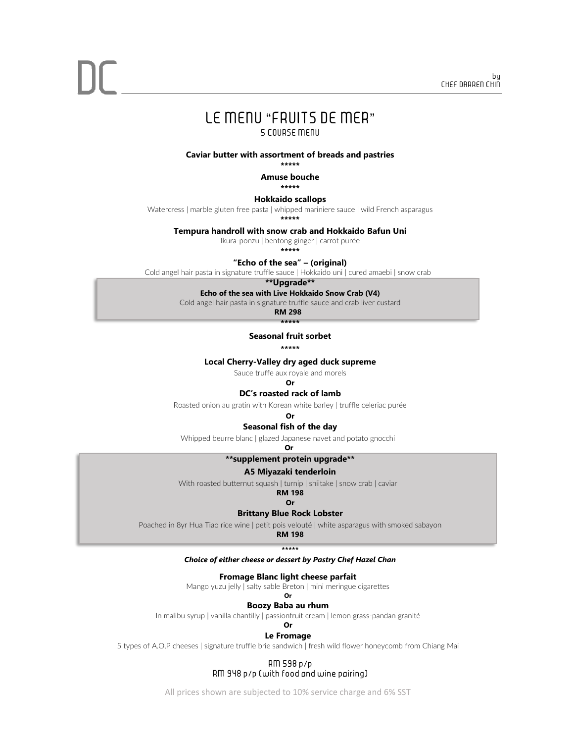DC

by
CHEF DARREN CHIN

# LE MENU “FRUITS DE MER”

5 COURSE MENU

**Caviar butter with assortment of breads and pastries**

*****

**Amuse bouche**

*****

**Hokkaido scallops**

Watercress | marble gluten free pasta | whipped mariniere sauce | wild French asparagus

*****

**Tempura handroll with snow crab and Hokkaido Bafun Uni**

Ikura-ponzu | bentong ginger | carrot purée

*****

**“Echo of the sea” – (original)**

Cold angel hair pasta in signature truffle sauce | Hokkaido uni | cured amaebi | snow crab

**\*\*Upgrade\*\***

**Echo of the sea with Live Hokkaido Snow Crab (V4)**

Cold angel hair pasta in signature truffle sauce and crab liver custard

**RM 298**

*****

**Seasonal fruit sorbet**

*****

**Local Cherry-Valley dry aged duck supreme**

Sauce truffe aux royale and morels

**Or**

**DC’s roasted rack of lamb**

Roasted onion au gratin with Korean white barley | truffle celeriac purée

**Or**

**Seasonal fish of the day**

Whipped beurre blanc | glazed Japanese navet and potato gnocchi

**Or**

**\*\*supplement protein upgrade\*\***

**A5 Miyazaki tenderloin**

With roasted butternut squash | turnip | shiitake | snow crab | caviar

**RM 198**

**Or**

**Brittany Blue Rock Lobster**

Poached in 8yr Hua Tiao rice wine | petit pois velouté | white asparagus with smoked sabayon

**RM 198**

*****

***Choice of either cheese or dessert by Pastry Chef Hazel Chan***

**Fromage Blanc light cheese parfait**

Mango yuzu jelly | salty sable Breton | mini meringue cigarettes

**Or**

**Boozy Baba au rhum**

In malibu syrup | vanilla chantilly | passionfruit cream | lemon grass-pandan granité

**Or**

**Le Fromage**

5 types of A.O.P cheeses | signature truffle brie sandwich | fresh wild flower honeycomb from Chiang Mai

RM 598 p/p

RM 948 p/p (with food and wine pairing)

All prices shown are subjected to 10% service charge and 6% SST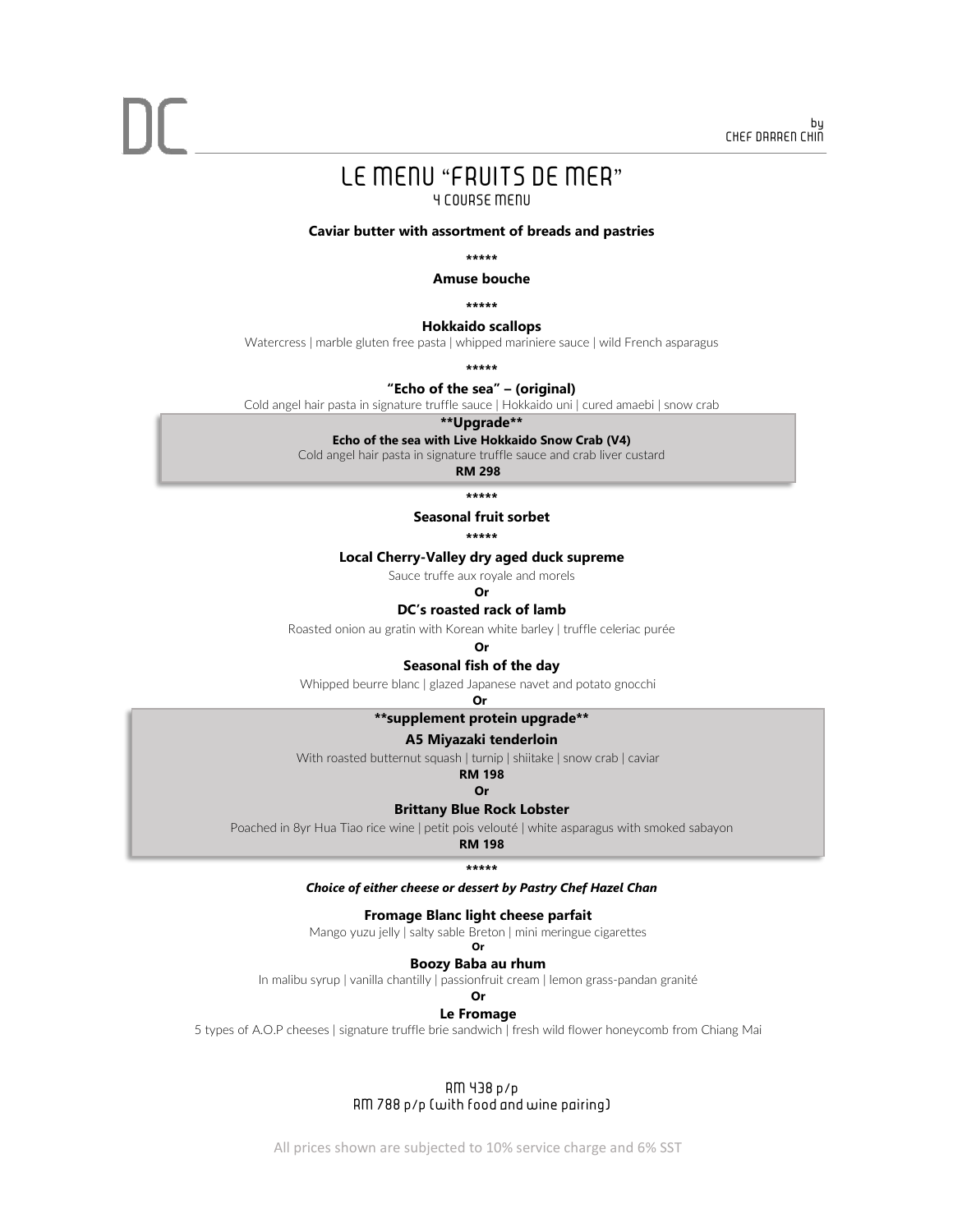DC

by
CHEF DARREN CHIN

# LE MENU "FRUITS DE MER"

4 COURSE MENU

**Caviar butter with assortment of breads and pastries**

*****

**Amuse bouche**

*****

**Hokkaido scallops**

Watercress | marble gluten free pasta | whipped mariniere sauce | wild French asparagus

*****

**"Echo of the sea" – (original)**

Cold angel hair pasta in signature truffle sauce | Hokkaido uni | cured amaebi | snow crab

**\*\*Upgrade\*\***

**Echo of the sea with Live Hokkaido Snow Crab (V4)**

Cold angel hair pasta in signature truffle sauce and crab liver custard

**RM 298**

*****

**Seasonal fruit sorbet**

*****

**Local Cherry-Valley dry aged duck supreme**

Sauce truffe aux royale and morels

**Or**

**DC's roasted rack of lamb**

Roasted onion au gratin with Korean white barley | truffle celeriac purée

**Or**

**Seasonal fish of the day**

Whipped beurre blanc | glazed Japanese navet and potato gnocchi

**Or**

**\*\*supplement protein upgrade\*\***

**A5 Miyazaki tenderloin**

With roasted butternut squash | turnip | shiitake | snow crab | caviar

**RM 198**

**Or**

**Brittany Blue Rock Lobster**

Poached in 8yr Hua Tiao rice wine | petit pois velouté | white asparagus with smoked sabayon

**RM 198**

*****

***Choice of either cheese or dessert by Pastry Chef Hazel Chan***

**Fromage Blanc light cheese parfait**

Mango yuzu jelly | salty sable Breton | mini meringue cigarettes

**Or**

**Boozy Baba au rhum**

In malibu syrup | vanilla chantilly | passionfruit cream | lemon grass-pandan granité

**Or**

**Le Fromage**

5 types of A.O.P cheeses | signature truffle brie sandwich | fresh wild flower honeycomb from Chiang Mai

RM 438 p/p
RM 788 p/p (with food and wine pairing)

All prices shown are subjected to 10% service charge and 6% SST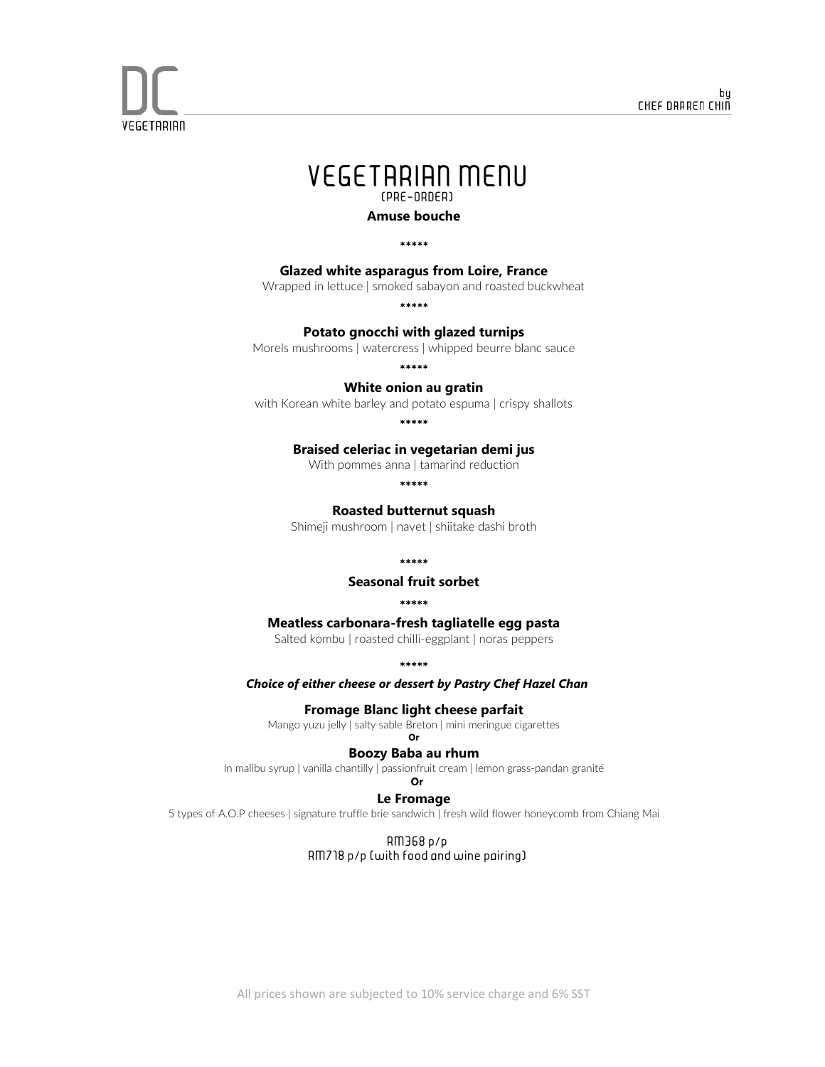DC
VEGETARIAN

by
CHEF DARREN CHIN

# VEGETARIAN MENU

(PRE-ORDER)

**Amuse bouche**

*****

**Glazed white asparagus from Loire, France**

Wrapped in lettuce | smoked sabayon and roasted buckwheat

*****

**Potato gnocchi with glazed turnips**

Morels mushrooms | watercress | whipped beurre blanc sauce

*****

**White onion au gratin**

with Korean white barley and potato espuma | crispy shallots

*****

**Braised celeriac in vegetarian demi jus**

With pommes anna | tamarind reduction

*****

**Roasted butternut squash**

Shimeji mushroom | navet | shiitake dashi broth

*****

**Seasonal fruit sorbet**

*****

**Meatless carbonara-fresh tagliatelle egg pasta**

Salted kombu | roasted chilli-eggplant | noras peppers

*****

***Choice of either cheese or dessert by Pastry Chef Hazel Chan***

**Fromage Blanc light cheese parfait**

Mango yuzu jelly | salty sable Breton | mini meringue cigarettes

**Or**

**Boozy Baba au rhum**

In malibu syrup | vanilla chantilly | passionfruit cream | lemon grass-pandan granité

**Or**

**Le Fromage**

5 types of A.O.P cheeses | signature truffle brie sandwich | fresh wild flower honeycomb from Chiang Mai

RM368 p/p

RM718 p/p (with food and wine pairing)

All prices shown are subjected to 10% service charge and 6% SST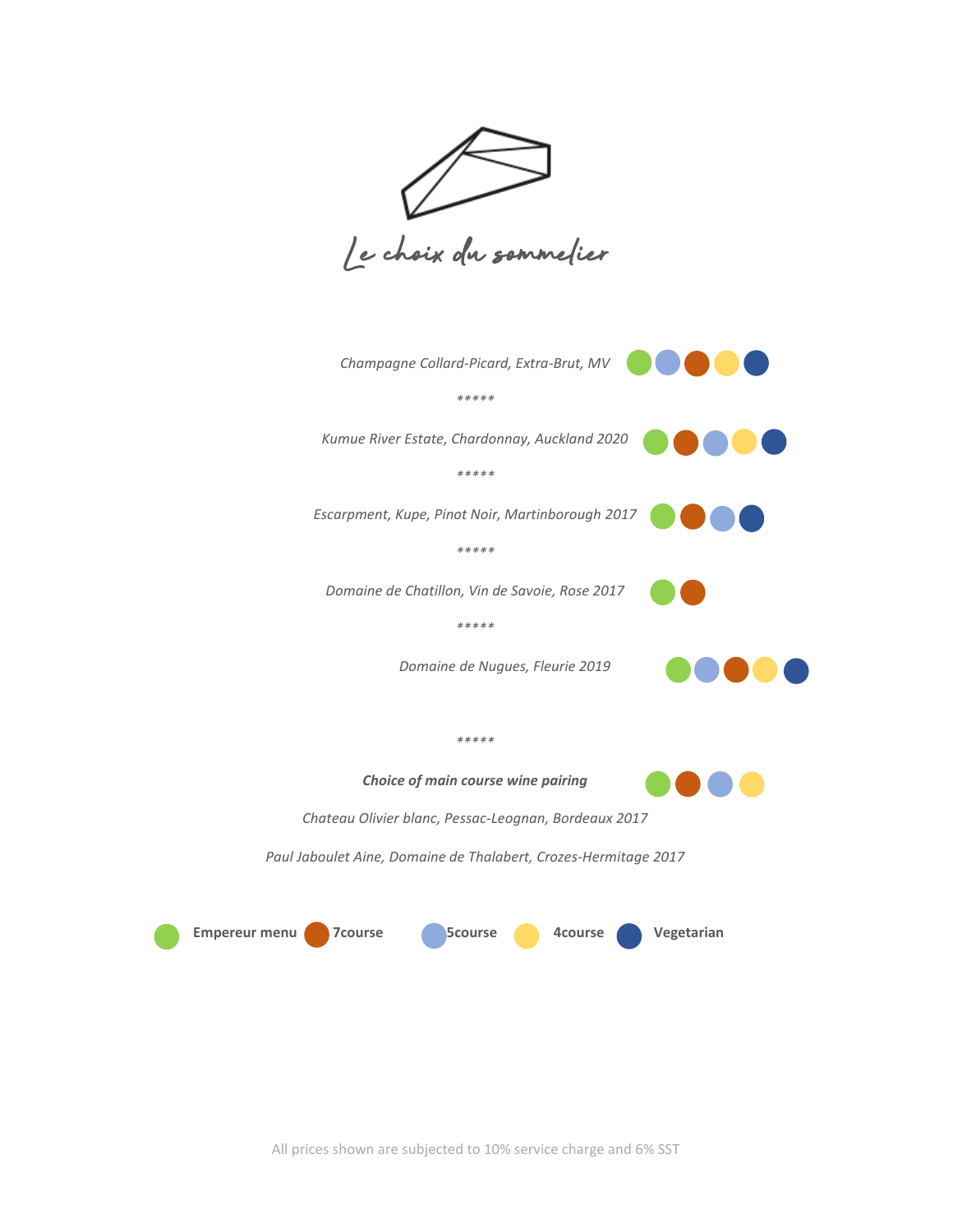# Le choix du sommelier

*Champagne Collard-Picard, Extra-Brut, MV*

\*\*\*\*\*

*Kumue River Estate, Chardonnay, Auckland 2020*

\*\*\*\*\*

*Escarpment, Kupe, Pinot Noir, Martinborough 2017*

\*\*\*\*\*

*Domaine de Chatillon, Vin de Savoie, Rose 2017*

\*\*\*\*\*

*Domaine de Nugues, Fleurie 2019*

\*\*\*\*\*

***Choice of main course wine pairing***

*Chateau Olivier blanc, Pessac-Leognan, Bordeaux 2017*

*Paul Jaboulet Aine, Domaine de Thalabert, Crozes-Hermitage 2017*

**Empereur menu** **7course** **5course** **4course** **Vegetarian**

All prices shown are subjected to 10% service charge and 6% SST